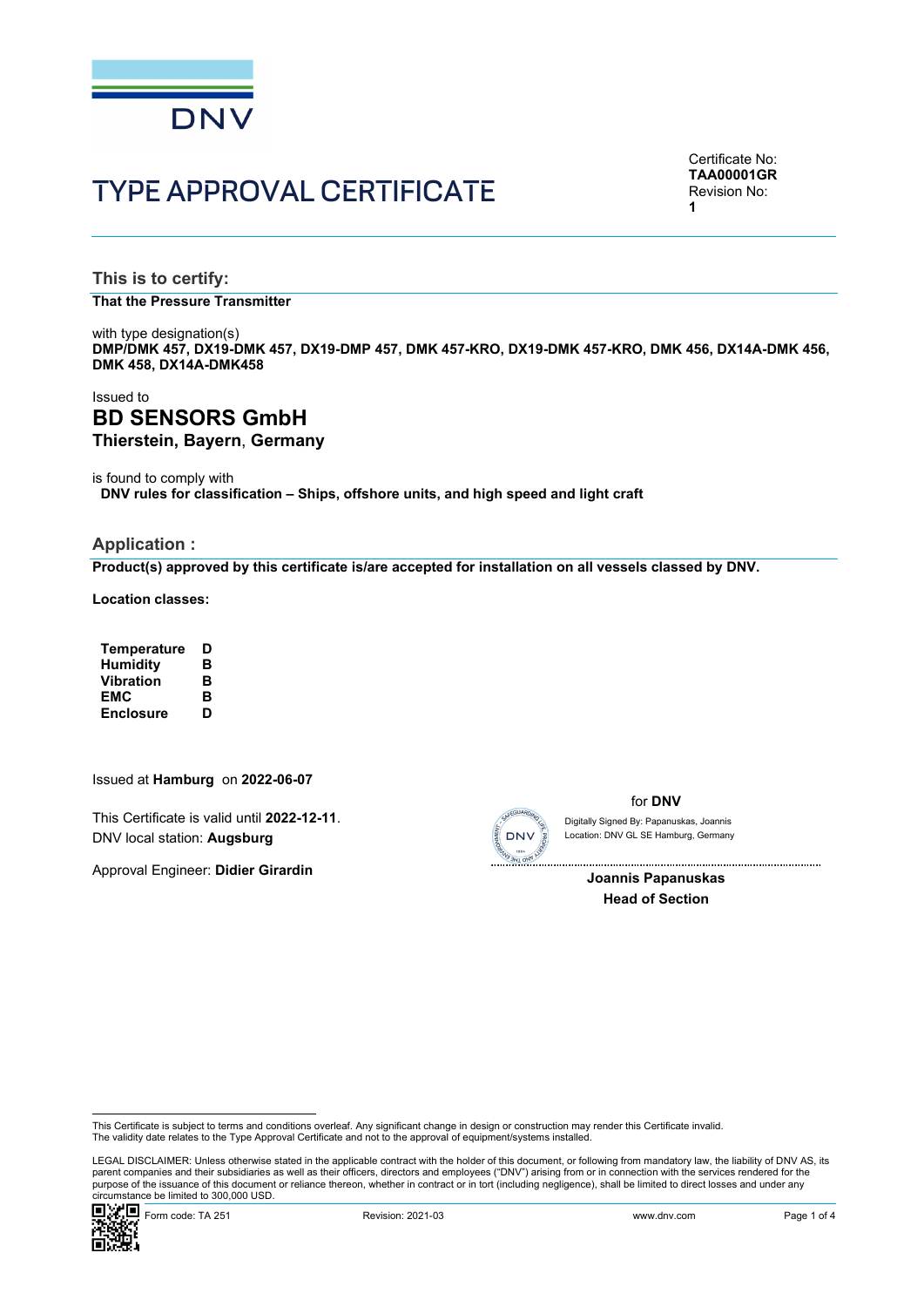DNV

# TYPE APPROVAL CERTIFICATE

Certificate No:
**TAA00001GR**
Revision No:
**1**

## This is to certify:

**That the Pressure Transmitter**

with type designation(s)
**DMP/DMK 457, DX19-DMK 457, DX19-DMP 457, DMK 457-KRO, DX19-DMK 457-KRO, DMK 456, DX14A-DMK 456, DMK 458, DX14A-DMK458**

Issued to
# BD SENSORS GmbH
**Thierstein, Bayern, Germany**

is found to comply with
**DNV rules for classification – Ships, offshore units, and high speed and light craft**

## Application :

**Product(s) approved by this certificate is/are accepted for installation on all vessels classed by DNV.**

**Location classes:**

| | |
|---|---|
| **Temperature** | **D** |
| **Humidity** | **B** |
| **Vibration** | **B** |
| **EMC** | **B** |
| **Enclosure** | **D** |

Issued at **Hamburg** on **2022-06-07**

This Certificate is valid until **2022-12-11**.
DNV local station: **Augsburg**

Approval Engineer: **Didier Girardin**

for **DNV**

Digitally Signed By: Papanuskas, Joannis
Location: DNV GL SE Hamburg, Germany

**Joannis Papanuskas**
**Head of Section**

This Certificate is subject to terms and conditions overleaf. Any significant change in design or construction may render this Certificate invalid.
The validity date relates to the Type Approval Certificate and not to the approval of equipment/systems installed.

LEGAL DISCLAIMER: Unless otherwise stated in the applicable contract with the holder of this document, or following from mandatory law, the liability of DNV AS, its parent companies and their subsidiaries as well as their officers, directors and employees ("DNV") arising from or in connection with the services rendered for the purpose of the issuance of this document or reliance thereon, whether in contract or in tort (including negligence), shall be limited to direct losses and under any circumstance be limited to 300,000 USD.

Form code: TA 251 Revision: 2021-03 www.dnv.com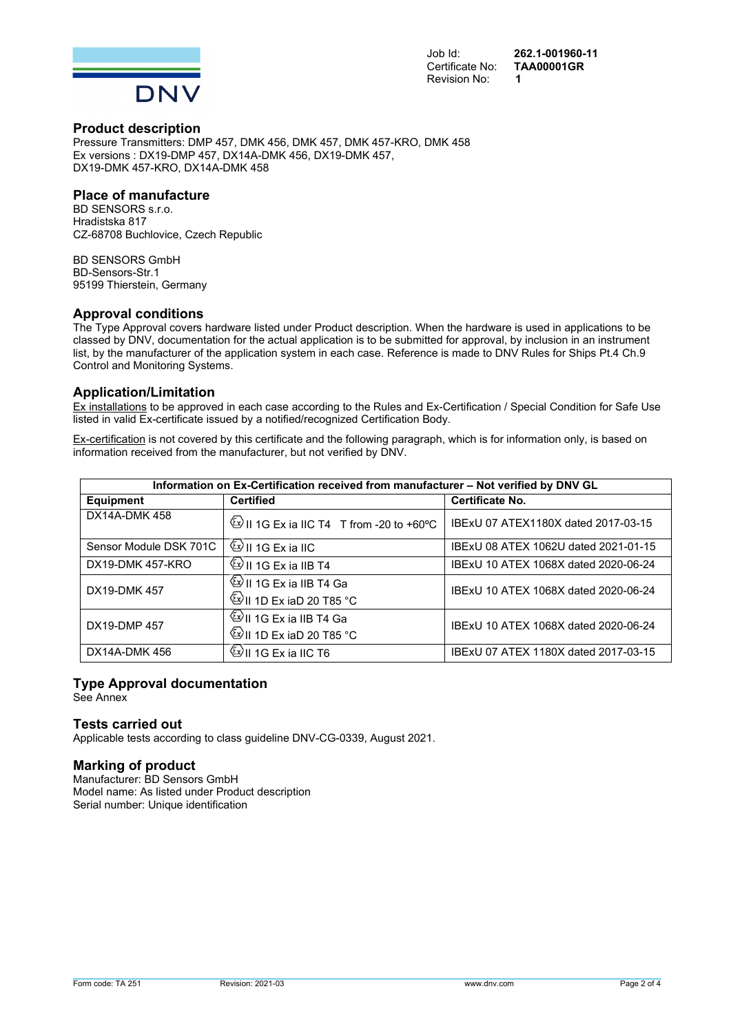Job Id: **262.1-001960-11**
Certificate No: **TAA00001GR**
Revision No: **1**

## Product description

Pressure Transmitters: DMP 457, DMK 456, DMK 457, DMK 457-KRO, DMK 458
Ex versions : DX19-DMP 457, DX14A-DMK 456, DX19-DMK 457,
DX19-DMK 457-KRO, DX14A-DMK 458

## Place of manufacture

BD SENSORS s.r.o.
Hradistska 817
CZ-68708 Buchlovice, Czech Republic

BD SENSORS GmbH
BD-Sensors-Str.1
95199 Thierstein, Germany

## Approval conditions

The Type Approval covers hardware listed under Product description. When the hardware is used in applications to be classed by DNV, documentation for the actual application is to be submitted for approval, by inclusion in an instrument list, by the manufacturer of the application system in each case. Reference is made to DNV Rules for Ships Pt.4 Ch.9 Control and Monitoring Systems.

## Application/Limitation

Ex installations to be approved in each case according to the Rules and Ex-Certification / Special Condition for Safe Use listed in valid Ex-certificate issued by a notified/recognized Certification Body.

Ex-certification is not covered by this certificate and the following paragraph, which is for information only, is based on information received from the manufacturer, but not verified by DNV.

| Information on Ex-Certification received from manufacturer – Not verified by DNV GL | | |
|---|---|---|
| **Equipment** | **Certified** | **Certificate No.** |
| DX14A-DMK 458 | Ⓔx II 1G Ex ia IIC T4 T from -20 to +60ºC | IBExU 07 ATEX1180X dated 2017-03-15 |
| Sensor Module DSK 701C | Ⓔx II 1G Ex ia IIC | IBExU 08 ATEX 1062U dated 2021-01-15 |
| DX19-DMK 457-KRO | Ⓔx II 1G Ex ia IIB T4 | IBExU 10 ATEX 1068X dated 2020-06-24 |
| DX19-DMK 457 | Ⓔx II 1G Ex ia IIB T4 Ga<br>Ⓔx II 1D Ex iaD 20 T85 °C | IBExU 10 ATEX 1068X dated 2020-06-24 |
| DX19-DMP 457 | Ⓔx II 1G Ex ia IIB T4 Ga<br>Ⓔx II 1D Ex iaD 20 T85 °C | IBExU 10 ATEX 1068X dated 2020-06-24 |
| DX14A-DMK 456 | Ⓔx II 1G Ex ia IIC T6 | IBExU 07 ATEX 1180X dated 2017-03-15 |

## Type Approval documentation

See Annex

## Tests carried out

Applicable tests according to class guideline DNV-CG-0339, August 2021.

## Marking of product

Manufacturer: BD Sensors GmbH
Model name: As listed under Product description
Serial number: Unique identification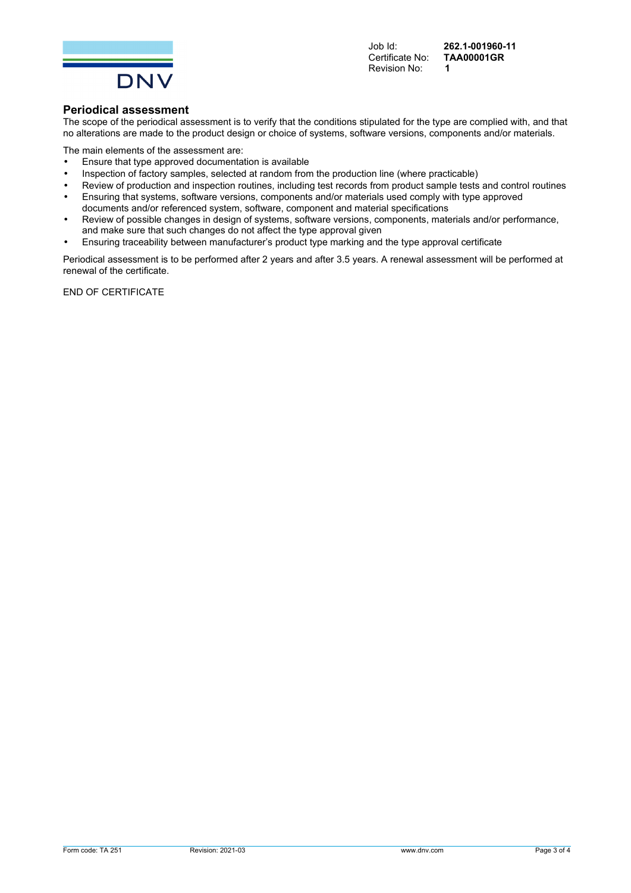Job Id: **262.1-001960-11**
Certificate No: **TAA00001GR**
Revision No: **1**

## Periodical assessment

The scope of the periodical assessment is to verify that the conditions stipulated for the type are complied with, and that no alterations are made to the product design or choice of systems, software versions, components and/or materials.

The main elements of the assessment are:

- Ensure that type approved documentation is available
- Inspection of factory samples, selected at random from the production line (where practicable)
- Review of production and inspection routines, including test records from product sample tests and control routines
- Ensuring that systems, software versions, components and/or materials used comply with type approved documents and/or referenced system, software, component and material specifications
- Review of possible changes in design of systems, software versions, components, materials and/or performance, and make sure that such changes do not affect the type approval given
- Ensuring traceability between manufacturer's product type marking and the type approval certificate

Periodical assessment is to be performed after 2 years and after 3.5 years. A renewal assessment will be performed at renewal of the certificate.

END OF CERTIFICATE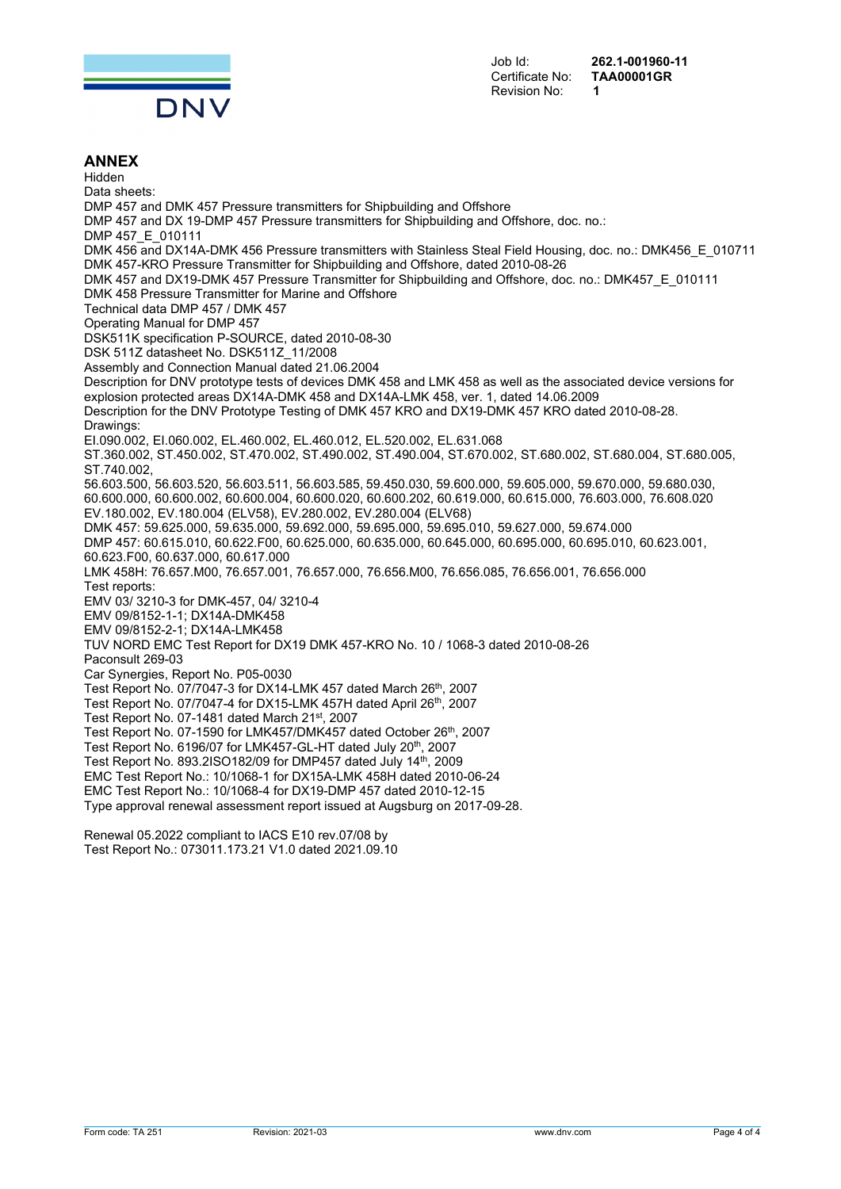Job Id: **262.1-001960-11**
Certificate No: **TAA00001GR**
Revision No: **1**

## ANNEX

Hidden
Data sheets:
DMP 457 and DMK 457 Pressure transmitters for Shipbuilding and Offshore
DMP 457 and DX 19-DMP 457 Pressure transmitters for Shipbuilding and Offshore, doc. no.: DMP 457_E_010111
DMK 456 and DX14A-DMK 456 Pressure transmitters with Stainless Steal Field Housing, doc. no.: DMK456_E_010711
DMK 457-KRO Pressure Transmitter for Shipbuilding and Offshore, dated 2010-08-26
DMK 457 and DX19-DMK 457 Pressure Transmitter for Shipbuilding and Offshore, doc. no.: DMK457_E_010111
DMK 458 Pressure Transmitter for Marine and Offshore
Technical data DMP 457 / DMK 457
Operating Manual for DMP 457
DSK511K specification P-SOURCE, dated 2010-08-30
DSK 511Z datasheet No. DSK511Z_11/2008
Assembly and Connection Manual dated 21.06.2004
Description for DNV prototype tests of devices DMK 458 and LMK 458 as well as the associated device versions for explosion protected areas DX14A-DMK 458 and DX14A-LMK 458, ver. 1, dated 14.06.2009
Description for the DNV Prototype Testing of DMK 457 KRO and DX19-DMK 457 KRO dated 2010-08-28.
Drawings:
EI.090.002, EI.060.002, EL.460.002, EL.460.012, EL.520.002, EL.631.068
ST.360.002, ST.450.002, ST.470.002, ST.490.002, ST.490.004, ST.670.002, ST.680.002, ST.680.004, ST.680.005, ST.740.002,
56.603.500, 56.603.520, 56.603.511, 56.603.585, 59.450.030, 59.600.000, 59.605.000, 59.670.000, 59.680.030, 60.600.000, 60.600.002, 60.600.004, 60.600.020, 60.600.202, 60.619.000, 60.615.000, 76.603.000, 76.608.020
EV.180.002, EV.180.004 (ELV58), EV.280.002, EV.280.004 (ELV68)
DMK 457: 59.625.000, 59.635.000, 59.692.000, 59.695.000, 59.695.010, 59.627.000, 59.674.000
DMP 457: 60.615.010, 60.622.F00, 60.625.000, 60.635.000, 60.645.000, 60.695.000, 60.695.010, 60.623.001, 60.623.F00, 60.637.000, 60.617.000
LMK 458H: 76.657.M00, 76.657.001, 76.657.000, 76.656.M00, 76.656.085, 76.656.001, 76.656.000
Test reports:
EMV 03/ 3210-3 for DMK-457, 04/ 3210-4
EMV 09/8152-1-1; DX14A-DMK458
EMV 09/8152-2-1; DX14A-LMK458
TUV NORD EMC Test Report for DX19 DMK 457-KRO No. 10 / 1068-3 dated 2010-08-26
Paconsult 269-03
Car Synergies, Report No. P05-0030
Test Report No. 07/7047-3 for DX14-LMK 457 dated March 26th, 2007
Test Report No. 07/7047-4 for DX15-LMK 457H dated April 26th, 2007
Test Report No. 07-1481 dated March 21st, 2007
Test Report No. 07-1590 for LMK457/DMK457 dated October 26th, 2007
Test Report No. 6196/07 for LMK457-GL-HT dated July 20th, 2007
Test Report No. 893.2ISO182/09 for DMP457 dated July 14th, 2009
EMC Test Report No.: 10/1068-1 for DX15A-LMK 458H dated 2010-06-24
EMC Test Report No.: 10/1068-4 for DX19-DMP 457 dated 2010-12-15
Type approval renewal assessment report issued at Augsburg on 2017-09-28.

Renewal 05.2022 compliant to IACS E10 rev.07/08 by
Test Report No.: 073011.173.21 V1.0 dated 2021.09.10